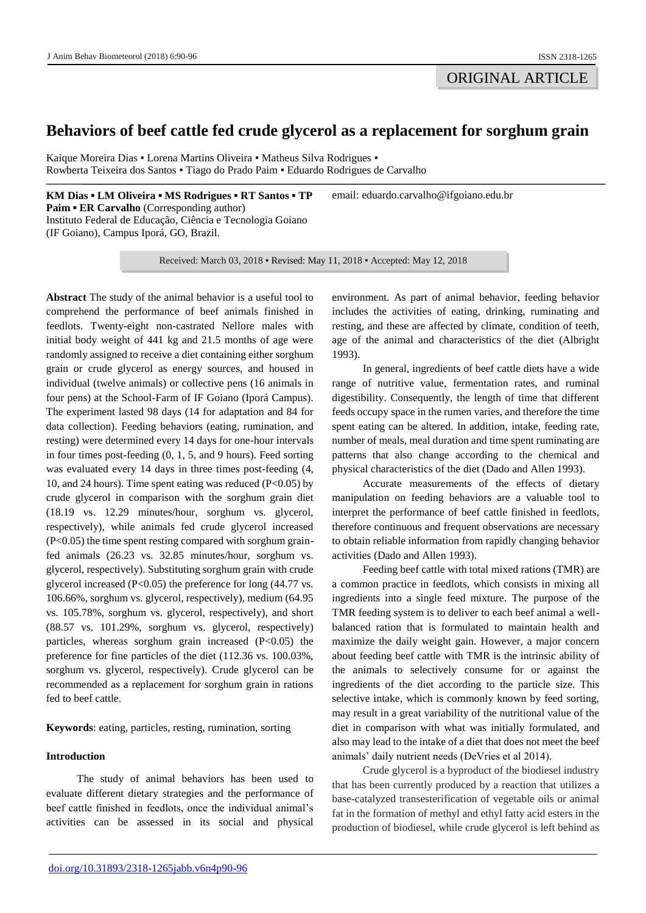ORIGINAL ARTICLE

# Behaviors of beef cattle fed crude glycerol as a replacement for sorghum grain

Kaique Moreira Dias ▪ Lorena Martins Oliveira ▪ Matheus Silva Rodrigues ▪ Rowberta Teixeira dos Santos ▪ Tiago do Prado Paim ▪ Eduardo Rodrigues de Carvalho

**KM Dias ▪ LM Oliveira ▪ MS Rodrigues ▪ RT Santos ▪ TP Paim ▪ ER Carvalho** (Corresponding author)
Instituto Federal de Educação, Ciência e Tecnologia Goiano (IF Goiano), Campus Iporá, GO, Brazil.

email: eduardo.carvalho@ifgoiano.edu.br

Received: March 03, 2018 ▪ Revised: May 11, 2018 ▪ Accepted: May 12, 2018

**Abstract** The study of the animal behavior is a useful tool to comprehend the performance of beef animals finished in feedlots. Twenty-eight non-castrated Nellore males with initial body weight of 441 kg and 21.5 months of age were randomly assigned to receive a diet containing either sorghum grain or crude glycerol as energy sources, and housed in individual (twelve animals) or collective pens (16 animals in four pens) at the School-Farm of IF Goiano (Iporá Campus). The experiment lasted 98 days (14 for adaptation and 84 for data collection). Feeding behaviors (eating, rumination, and resting) were determined every 14 days for one-hour intervals in four times post-feeding (0, 1, 5, and 9 hours). Feed sorting was evaluated every 14 days in three times post-feeding (4, 10, and 24 hours). Time spent eating was reduced ($P<0.05$) by crude glycerol in comparison with the sorghum grain diet (18.19 vs. 12.29 minutes/hour, sorghum vs. glycerol, respectively), while animals fed crude glycerol increased ($P<0.05$) the time spent resting compared with sorghum grain-fed animals (26.23 vs. 32.85 minutes/hour, sorghum vs. glycerol, respectively). Substituting sorghum grain with crude glycerol increased ($P<0.05$) the preference for long (44.77 vs. 106.66%, sorghum vs. glycerol, respectively), medium (64.95 vs. 105.78%, sorghum vs. glycerol, respectively), and short (88.57 vs. 101.29%, sorghum vs. glycerol, respectively) particles, whereas sorghum grain increased ($P<0.05$) the preference for fine particles of the diet (112.36 vs. 100.03%, sorghum vs. glycerol, respectively). Crude glycerol can be recommended as a replacement for sorghum grain in rations fed to beef cattle.

**Keywords**: eating, particles, resting, rumination, sorting

## Introduction

The study of animal behaviors has been used to evaluate different dietary strategies and the performance of beef cattle finished in feedlots, once the individual animal's activities can be assessed in its social and physical environment. As part of animal behavior, feeding behavior includes the activities of eating, drinking, ruminating and resting, and these are affected by climate, condition of teeth, age of the animal and characteristics of the diet (Albright 1993).

In general, ingredients of beef cattle diets have a wide range of nutritive value, fermentation rates, and ruminal digestibility. Consequently, the length of time that different feeds occupy space in the rumen varies, and therefore the time spent eating can be altered. In addition, intake, feeding rate, number of meals, meal duration and time spent ruminating are patterns that also change according to the chemical and physical characteristics of the diet (Dado and Allen 1993).

Accurate measurements of the effects of dietary manipulation on feeding behaviors are a valuable tool to interpret the performance of beef cattle finished in feedlots, therefore continuous and frequent observations are necessary to obtain reliable information from rapidly changing behavior activities (Dado and Allen 1993).

Feeding beef cattle with total mixed rations (TMR) are a common practice in feedlots, which consists in mixing all ingredients into a single feed mixture. The purpose of the TMR feeding system is to deliver to each beef animal a well-balanced ration that is formulated to maintain health and maximize the daily weight gain. However, a major concern about feeding beef cattle with TMR is the intrinsic ability of the animals to selectively consume for or against the ingredients of the diet according to the particle size. This selective intake, which is commonly known by feed sorting, may result in a great variability of the nutritional value of the diet in comparison with what was initially formulated, and also may lead to the intake of a diet that does not meet the beef animals' daily nutrient needs (DeVries et al 2014).

Crude glycerol is a byproduct of the biodiesel industry that has been currently produced by a reaction that utilizes a base-catalyzed transesterification of vegetable oils or animal fat in the formation of methyl and ethyl fatty acid esters in the production of biodiesel, while crude glycerol is left behind as

doi.org/10.31893/2318-1265jabb.v6n4p90-96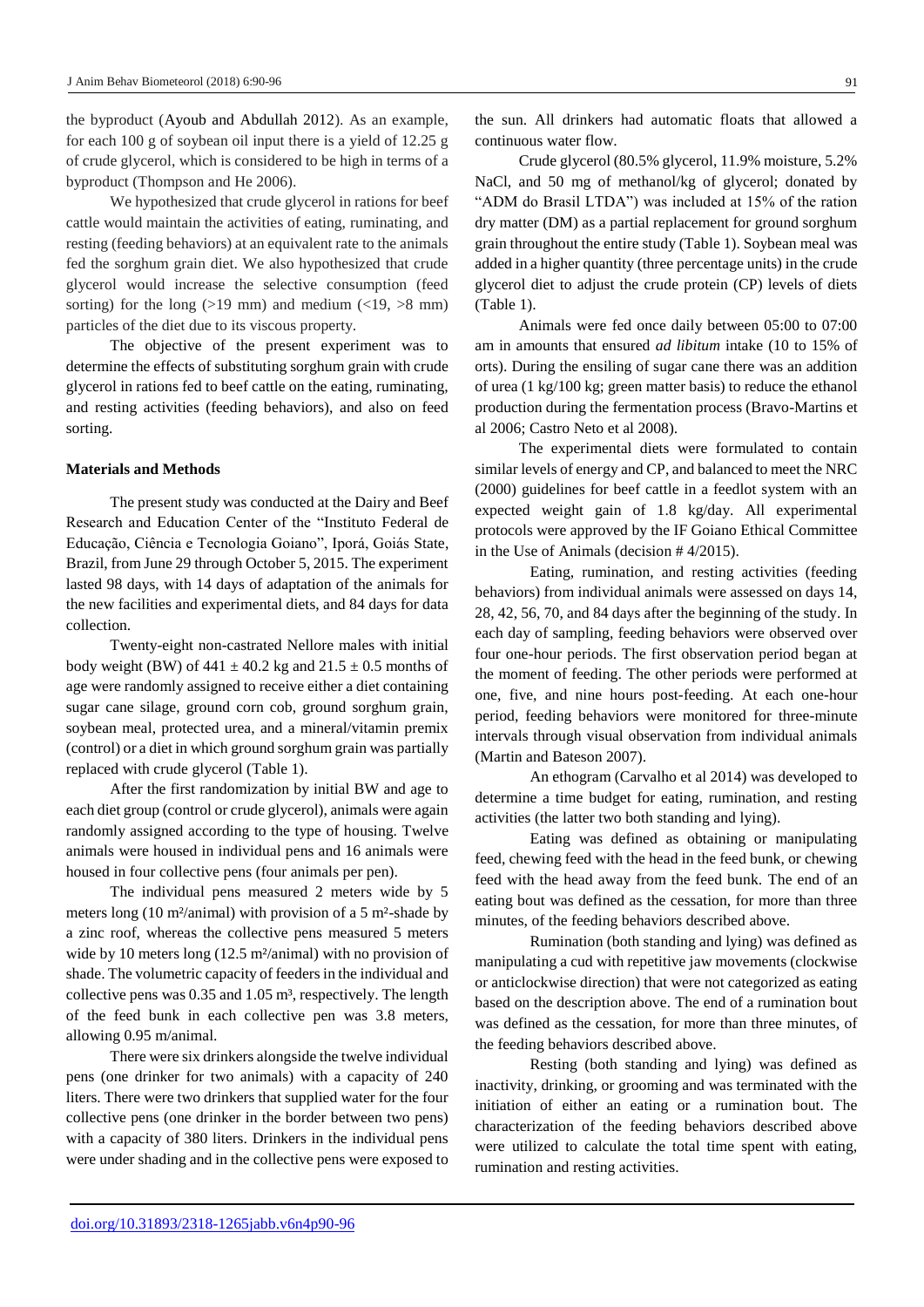the byproduct (Ayoub and Abdullah 2012). As an example, for each 100 g of soybean oil input there is a yield of 12.25 g of crude glycerol, which is considered to be high in terms of a byproduct (Thompson and He 2006).

We hypothesized that crude glycerol in rations for beef cattle would maintain the activities of eating, ruminating, and resting (feeding behaviors) at an equivalent rate to the animals fed the sorghum grain diet. We also hypothesized that crude glycerol would increase the selective consumption (feed sorting) for the long (>19 mm) and medium (<19, >8 mm) particles of the diet due to its viscous property.

The objective of the present experiment was to determine the effects of substituting sorghum grain with crude glycerol in rations fed to beef cattle on the eating, ruminating, and resting activities (feeding behaviors), and also on feed sorting.

## Materials and Methods

The present study was conducted at the Dairy and Beef Research and Education Center of the "Instituto Federal de Educação, Ciência e Tecnologia Goiano", Iporá, Goiás State, Brazil, from June 29 through October 5, 2015. The experiment lasted 98 days, with 14 days of adaptation of the animals for the new facilities and experimental diets, and 84 days for data collection.

Twenty-eight non-castrated Nellore males with initial body weight (BW) of 441 ± 40.2 kg and 21.5 ± 0.5 months of age were randomly assigned to receive either a diet containing sugar cane silage, ground corn cob, ground sorghum grain, soybean meal, protected urea, and a mineral/vitamin premix (control) or a diet in which ground sorghum grain was partially replaced with crude glycerol (Table 1).

After the first randomization by initial BW and age to each diet group (control or crude glycerol), animals were again randomly assigned according to the type of housing. Twelve animals were housed in individual pens and 16 animals were housed in four collective pens (four animals per pen).

The individual pens measured 2 meters wide by 5 meters long (10 m²/animal) with provision of a 5 m²-shade by a zinc roof, whereas the collective pens measured 5 meters wide by 10 meters long (12.5 m²/animal) with no provision of shade. The volumetric capacity of feeders in the individual and collective pens was 0.35 and 1.05 m³, respectively. The length of the feed bunk in each collective pen was 3.8 meters, allowing 0.95 m/animal.

There were six drinkers alongside the twelve individual pens (one drinker for two animals) with a capacity of 240 liters. There were two drinkers that supplied water for the four collective pens (one drinker in the border between two pens) with a capacity of 380 liters. Drinkers in the individual pens were under shading and in the collective pens were exposed to the sun. All drinkers had automatic floats that allowed a continuous water flow.

Crude glycerol (80.5% glycerol, 11.9% moisture, 5.2% NaCl, and 50 mg of methanol/kg of glycerol; donated by "ADM do Brasil LTDA") was included at 15% of the ration dry matter (DM) as a partial replacement for ground sorghum grain throughout the entire study (Table 1). Soybean meal was added in a higher quantity (three percentage units) in the crude glycerol diet to adjust the crude protein (CP) levels of diets (Table 1).

Animals were fed once daily between 05:00 to 07:00 am in amounts that ensured *ad libitum* intake (10 to 15% of orts). During the ensiling of sugar cane there was an addition of urea (1 kg/100 kg; green matter basis) to reduce the ethanol production during the fermentation process (Bravo-Martins et al 2006; Castro Neto et al 2008).

The experimental diets were formulated to contain similar levels of energy and CP, and balanced to meet the NRC (2000) guidelines for beef cattle in a feedlot system with an expected weight gain of 1.8 kg/day. All experimental protocols were approved by the IF Goiano Ethical Committee in the Use of Animals (decision # 4/2015).

Eating, rumination, and resting activities (feeding behaviors) from individual animals were assessed on days 14, 28, 42, 56, 70, and 84 days after the beginning of the study. In each day of sampling, feeding behaviors were observed over four one-hour periods. The first observation period began at the moment of feeding. The other periods were performed at one, five, and nine hours post-feeding. At each one-hour period, feeding behaviors were monitored for three-minute intervals through visual observation from individual animals (Martin and Bateson 2007).

An ethogram (Carvalho et al 2014) was developed to determine a time budget for eating, rumination, and resting activities (the latter two both standing and lying).

Eating was defined as obtaining or manipulating feed, chewing feed with the head in the feed bunk, or chewing feed with the head away from the feed bunk. The end of an eating bout was defined as the cessation, for more than three minutes, of the feeding behaviors described above.

Rumination (both standing and lying) was defined as manipulating a cud with repetitive jaw movements (clockwise or anticlockwise direction) that were not categorized as eating based on the description above. The end of a rumination bout was defined as the cessation, for more than three minutes, of the feeding behaviors described above.

Resting (both standing and lying) was defined as inactivity, drinking, or grooming and was terminated with the initiation of either an eating or a rumination bout. The characterization of the feeding behaviors described above were utilized to calculate the total time spent with eating, rumination and resting activities.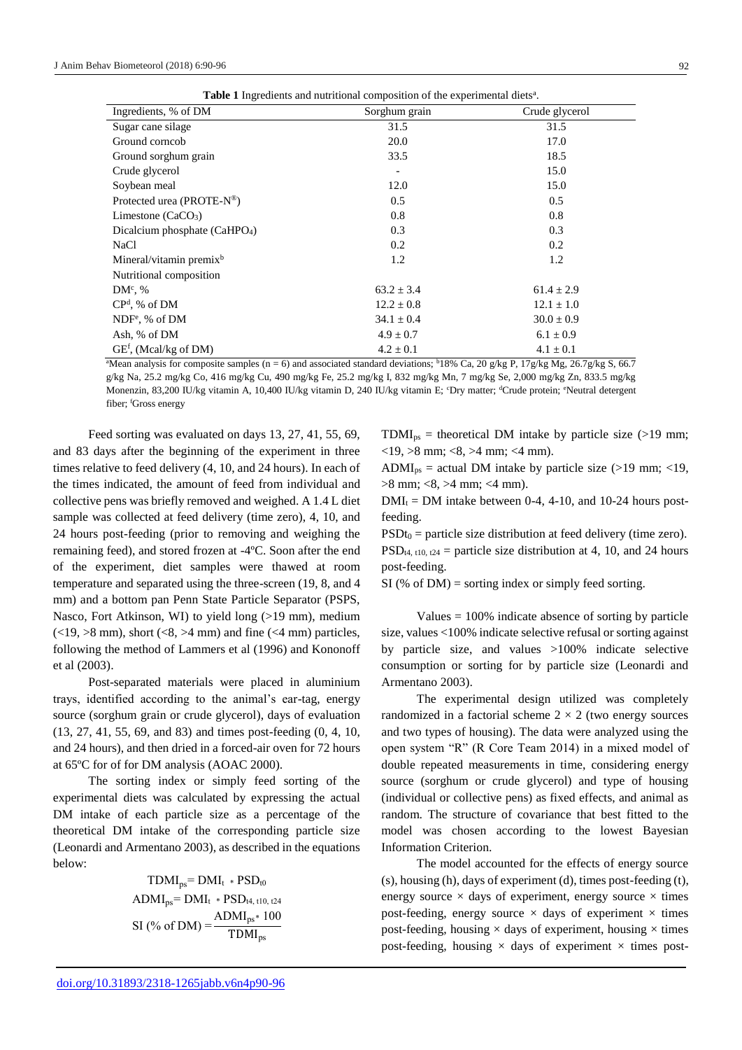**Table 1** Ingredients and nutritional composition of the experimental diets[a].

| Ingredients, % of DM | Sorghum grain | Crude glycerol |
|---|---|---|
| Sugar cane silage | 31.5 | 31.5 |
| Ground corncob | 20.0 | 17.0 |
| Ground sorghum grain | 33.5 | 18.5 |
| Crude glycerol | - | 15.0 |
| Soybean meal | 12.0 | 15.0 |
| Protected urea (PROTE-N®) | 0.5 | 0.5 |
| Limestone ($CaCO_3$) | 0.8 | 0.8 |
| Dicalcium phosphate ($CaHPO_4$) | 0.3 | 0.3 |
| NaCl | 0.2 | 0.2 |
| Mineral/vitamin premix[b] | 1.2 | 1.2 |
| Nutritional composition | | |
| DM[c], % | 63.2 ± 3.4 | 61.4 ± 2.9 |
| CP[d], % of DM | 12.2 ± 0.8 | 12.1 ± 1.0 |
| NDF[e], % of DM | 34.1 ± 0.4 | 30.0 ± 0.9 |
| Ash, % of DM | 4.9 ± 0.7 | 6.1 ± 0.9 |
| GE[f], (Mcal/kg of DM) | 4.2 ± 0.1 | 4.1 ± 0.1 |

[a]Mean analysis for composite samples (n = 6) and associated standard deviations; [b]18% Ca, 20 g/kg P, 17g/kg Mg, 26.7g/kg S, 66.7 g/kg Na, 25.2 mg/kg Co, 416 mg/kg Cu, 490 mg/kg Fe, 25.2 mg/kg I, 832 mg/kg Mn, 7 mg/kg Se, 2,000 mg/kg Zn, 833.5 mg/kg Monenzin, 83,200 IU/kg vitamin A, 10,400 IU/kg vitamin D, 240 IU/kg vitamin E; [c]Dry matter; [d]Crude protein; [e]Neutral detergent fiber; [f]Gross energy

Feed sorting was evaluated on days 13, 27, 41, 55, 69, and 83 days after the beginning of the experiment in three times relative to feed delivery (4, 10, and 24 hours). In each of the times indicated, the amount of feed from individual and collective pens was briefly removed and weighed. A 1.4 L diet sample was collected at feed delivery (time zero), 4, 10, and 24 hours post-feeding (prior to removing and weighing the remaining feed), and stored frozen at -4ºC. Soon after the end of the experiment, diet samples were thawed at room temperature and separated using the three-screen (19, 8, and 4 mm) and a bottom pan Penn State Particle Separator (PSPS, Nasco, Fort Atkinson, WI) to yield long (>19 mm), medium (<19, >8 mm), short (<8, >4 mm) and fine (<4 mm) particles, following the method of Lammers et al (1996) and Kononoff et al (2003).

Post-separated materials were placed in aluminium trays, identified according to the animal's ear-tag, energy source (sorghum grain or crude glycerol), days of evaluation (13, 27, 41, 55, 69, and 83) and times post-feeding (0, 4, 10, and 24 hours), and then dried in a forced-air oven for 72 hours at 65ºC for of for DM analysis (AOAC 2000).

The sorting index or simply feed sorting of the experimental diets was calculated by expressing the actual DM intake of each particle size as a percentage of the theoretical DM intake of the corresponding particle size (Leonardi and Armentano 2003), as described in the equations below:

$$TDMI_{ps} = DMI_t * PSD_{t0}$$

$$ADMI_{ps} = DMI_t * PSD_{t4,\ t10,\ t24}$$

$$SI\ (\%\ of\ DM) = \frac{ADMI_{ps} * 100}{TDMI_{ps}}$$

$TDMI_{ps}$ = theoretical DM intake by particle size (>19 mm; <19, >8 mm; <8, >4 mm; <4 mm).

$ADMI_{ps}$ = actual DM intake by particle size (>19 mm; <19, >8 mm; <8, >4 mm; <4 mm).

$DMI_t$ = DM intake between 0-4, 4-10, and 10-24 hours post-feeding.

$PSDt_0$ = particle size distribution at feed delivery (time zero).

$PSD_{t4,\ t10,\ t24}$ = particle size distribution at 4, 10, and 24 hours post-feeding.

SI (% of DM) = sorting index or simply feed sorting.

Values = 100% indicate absence of sorting by particle size, values <100% indicate selective refusal or sorting against by particle size, and values >100% indicate selective consumption or sorting for by particle size (Leonardi and Armentano 2003).

The experimental design utilized was completely randomized in a factorial scheme 2 × 2 (two energy sources and two types of housing). The data were analyzed using the open system "R" (R Core Team 2014) in a mixed model of double repeated measurements in time, considering energy source (sorghum or crude glycerol) and type of housing (individual or collective pens) as fixed effects, and animal as random. The structure of covariance that best fitted to the model was chosen according to the lowest Bayesian Information Criterion.

The model accounted for the effects of energy source (s), housing (h), days of experiment (d), times post-feeding (t), energy source × days of experiment, energy source × times post-feeding, energy source × days of experiment × times post-feeding, housing × days of experiment, housing × times post-feeding, housing × days of experiment × times post-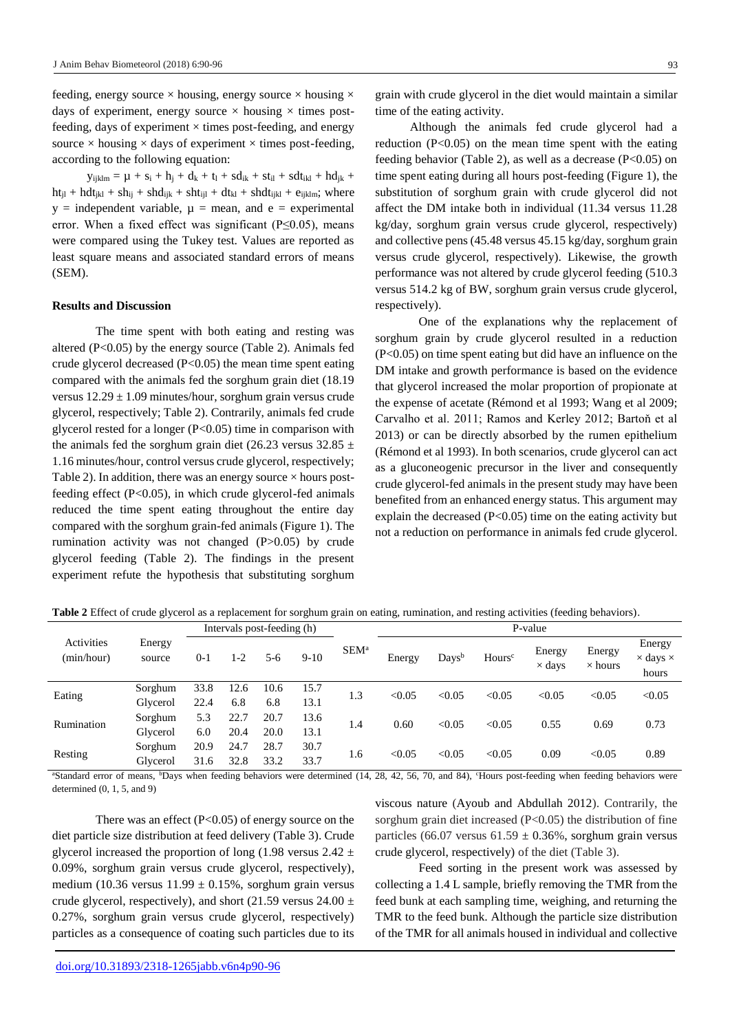feeding, energy source × housing, energy source × housing × days of experiment, energy source × housing × times post-feeding, days of experiment × times post-feeding, and energy source × housing × days of experiment × times post-feeding, according to the following equation:

$y_{ijklm} = \mu + s_i + h_j + d_k + t_l + sd_{ik} + st_{il} + sdt_{ikl} + hd_{jk} + ht_{jl} + hdt_{jkl} + sh_{ij} + shd_{ijk} + sht_{ijl} + dt_{kl} + shdt_{ijkl} + e_{ijklm}$; where y = independent variable, μ = mean, and e = experimental error. When a fixed effect was significant (P≤0.05), means were compared using the Tukey test. Values are reported as least square means and associated standard errors of means (SEM).

## Results and Discussion

The time spent with both eating and resting was altered (P<0.05) by the energy source (Table 2). Animals fed crude glycerol decreased (P<0.05) the mean time spent eating compared with the animals fed the sorghum grain diet (18.19 versus 12.29 ± 1.09 minutes/hour, sorghum grain versus crude glycerol, respectively; Table 2). Contrarily, animals fed crude glycerol rested for a longer (P<0.05) time in comparison with the animals fed the sorghum grain diet (26.23 versus 32.85 ± 1.16 minutes/hour, control versus crude glycerol, respectively; Table 2). In addition, there was an energy source × hours post-feeding effect (P<0.05), in which crude glycerol-fed animals reduced the time spent eating throughout the entire day compared with the sorghum grain-fed animals (Figure 1). The rumination activity was not changed (P>0.05) by crude glycerol feeding (Table 2). The findings in the present experiment refute the hypothesis that substituting sorghum grain with crude glycerol in the diet would maintain a similar time of the eating activity.

Although the animals fed crude glycerol had a reduction (P<0.05) on the mean time spent with the eating feeding behavior (Table 2), as well as a decrease (P<0.05) on time spent eating during all hours post-feeding (Figure 1), the substitution of sorghum grain with crude glycerol did not affect the DM intake both in individual (11.34 versus 11.28 kg/day, sorghum grain versus crude glycerol, respectively) and collective pens (45.48 versus 45.15 kg/day, sorghum grain versus crude glycerol, respectively). Likewise, the growth performance was not altered by crude glycerol feeding (510.3 versus 514.2 kg of BW, sorghum grain versus crude glycerol, respectively).

One of the explanations why the replacement of sorghum grain by crude glycerol resulted in a reduction (P<0.05) on time spent eating but did have an influence on the DM intake and growth performance is based on the evidence that glycerol increased the molar proportion of propionate at the expense of acetate (Rémond et al 1993; Wang et al 2009; Carvalho et al. 2011; Ramos and Kerley 2012; Bartoň et al 2013) or can be directly absorbed by the rumen epithelium (Rémond et al 1993). In both scenarios, crude glycerol can act as a gluconeogenic precursor in the liver and consequently crude glycerol-fed animals in the present study may have been benefited from an enhanced energy status. This argument may explain the decreased (P<0.05) time on the eating activity but not a reduction on performance in animals fed crude glycerol.

**Table 2** Effect of crude glycerol as a replacement for sorghum grain on eating, rumination, and resting activities (feeding behaviors).

| Activities (min/hour) | Energy source | Intervals post-feeding (h) | | | | SEM[a] | P-value | | | | | |
|---|---|---|---|---|---|---|---|---|---|---|---|---|
| | | 0-1 | 1-2 | 5-6 | 9-10 | | Energy | Days[b] | Hours[c] | Energy × days | Energy × hours | Energy × days × hours |
| Eating | Sorghum | 33.8 | 12.6 | 10.6 | 15.7 | 1.3 | <0.05 | <0.05 | <0.05 | <0.05 | <0.05 | <0.05 |
| | Glycerol | 22.4 | 6.8 | 6.8 | 13.1 | | | | | | | |
| Rumination | Sorghum | 5.3 | 22.7 | 20.7 | 13.6 | 1.4 | 0.60 | <0.05 | <0.05 | 0.55 | 0.69 | 0.73 |
| | Glycerol | 6.0 | 20.4 | 20.0 | 13.1 | | | | | | | |
| Resting | Sorghum | 20.9 | 24.7 | 28.7 | 30.7 | 1.6 | <0.05 | <0.05 | <0.05 | 0.09 | <0.05 | 0.89 |
| | Glycerol | 31.6 | 32.8 | 33.2 | 33.7 | | | | | | | |

[a]Standard error of means, [b]Days when feeding behaviors were determined (14, 28, 42, 56, 70, and 84), [c]Hours post-feeding when feeding behaviors were determined (0, 1, 5, and 9)

There was an effect (P<0.05) of energy source on the diet particle size distribution at feed delivery (Table 3). Crude glycerol increased the proportion of long (1.98 versus 2.42 ± 0.09%, sorghum grain versus crude glycerol, respectively), medium (10.36 versus 11.99 ± 0.15%, sorghum grain versus crude glycerol, respectively), and short (21.59 versus 24.00 ± 0.27%, sorghum grain versus crude glycerol, respectively) particles as a consequence of coating such particles due to its viscous nature (Ayoub and Abdullah 2012). Contrarily, the sorghum grain diet increased (P<0.05) the distribution of fine particles (66.07 versus 61.59 ± 0.36%, sorghum grain versus crude glycerol, respectively) of the diet (Table 3).

Feed sorting in the present work was assessed by collecting a 1.4 L sample, briefly removing the TMR from the feed bunk at each sampling time, weighing, and returning the TMR to the feed bunk. Although the particle size distribution of the TMR for all animals housed in individual and collective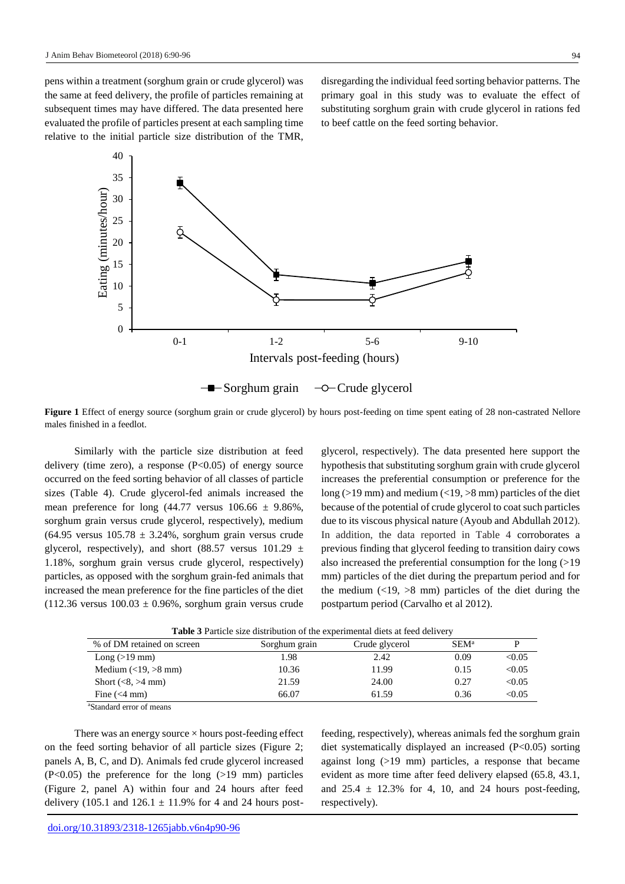pens within a treatment (sorghum grain or crude glycerol) was the same at feed delivery, the profile of particles remaining at subsequent times may have differed. The data presented here evaluated the profile of particles present at each sampling time relative to the initial particle size distribution of the TMR, disregarding the individual feed sorting behavior patterns. The primary goal in this study was to evaluate the effect of substituting sorghum grain with crude glycerol in rations fed to beef cattle on the feed sorting behavior.

**Figure 1** Effect of energy source (sorghum grain or crude glycerol) by hours post-feeding on time spent eating of 28 non-castrated Nellore males finished in a feedlot.

Similarly with the particle size distribution at feed delivery (time zero), a response (P<0.05) of energy source occurred on the feed sorting behavior of all classes of particle sizes (Table 4). Crude glycerol-fed animals increased the mean preference for long (44.77 versus 106.66 ± 9.86%, sorghum grain versus crude glycerol, respectively), medium (64.95 versus 105.78 ± 3.24%, sorghum grain versus crude glycerol, respectively), and short (88.57 versus 101.29 ± 1.18%, sorghum grain versus crude glycerol, respectively) particles, as opposed with the sorghum grain-fed animals that increased the mean preference for the fine particles of the diet (112.36 versus 100.03 ± 0.96%, sorghum grain versus crude glycerol, respectively). The data presented here support the hypothesis that substituting sorghum grain with crude glycerol increases the preferential consumption or preference for the long (>19 mm) and medium (<19, >8 mm) particles of the diet because of the potential of crude glycerol to coat such particles due to its viscous physical nature (Ayoub and Abdullah 2012). In addition, the data reported in Table 4 corroborates a previous finding that glycerol feeding to transition dairy cows also increased the preferential consumption for the long (>19 mm) particles of the diet during the prepartum period and for the medium (<19, >8 mm) particles of the diet during the postpartum period (Carvalho et al 2012).

**Table 3** Particle size distribution of the experimental diets at feed delivery

| % of DM retained on screen | Sorghum grain | Crude glycerol | SEM[a] | P |
|---|---|---|---|---|
| Long (>19 mm) | 1.98 | 2.42 | 0.09 | <0.05 |
| Medium (<19, >8 mm) | 10.36 | 11.99 | 0.15 | <0.05 |
| Short (<8, >4 mm) | 21.59 | 24.00 | 0.27 | <0.05 |
| Fine (<4 mm) | 66.07 | 61.59 | 0.36 | <0.05 |

[a]Standard error of means

There was an energy source × hours post-feeding effect on the feed sorting behavior of all particle sizes (Figure 2; panels A, B, C, and D). Animals fed crude glycerol increased (P<0.05) the preference for the long (>19 mm) particles (Figure 2, panel A) within four and 24 hours after feed delivery (105.1 and 126.1 ± 11.9% for 4 and 24 hours post-feeding, respectively), whereas animals fed the sorghum grain diet systematically displayed an increased (P<0.05) sorting against long (>19 mm) particles, a response that became evident as more time after feed delivery elapsed (65.8, 43.1, and 25.4 ± 12.3% for 4, 10, and 24 hours post-feeding, respectively).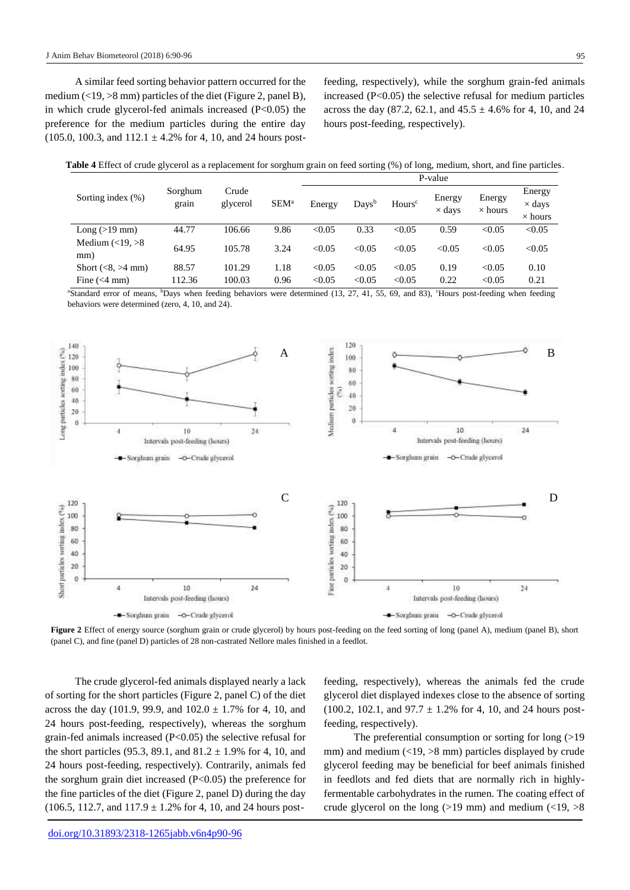A similar feed sorting behavior pattern occurred for the medium (<19, >8 mm) particles of the diet (Figure 2, panel B), in which crude glycerol-fed animals increased (P<0.05) the preference for the medium particles during the entire day (105.0, 100.3, and 112.1 ± 4.2% for 4, 10, and 24 hours post-feeding, respectively), while the sorghum grain-fed animals increased (P<0.05) the selective refusal for medium particles across the day (87.2, 62.1, and 45.5 ± 4.6% for 4, 10, and 24 hours post-feeding, respectively).

**Table 4** Effect of crude glycerol as a replacement for sorghum grain on feed sorting (%) of long, medium, short, and fine particles.

| Sorting index (%) | Sorghum grain | Crude glycerol | SEM[a] | P-value | | | | | |
|---|---|---|---|---|---|---|---|---|---|
| | | | | Energy | Days[b] | Hours[c] | Energy × days | Energy × hours | Energy × days × hours |
| Long (>19 mm) | 44.77 | 106.66 | 9.86 | <0.05 | 0.33 | <0.05 | 0.59 | <0.05 | <0.05 |
| Medium (<19, >8 mm) | 64.95 | 105.78 | 3.24 | <0.05 | <0.05 | <0.05 | <0.05 | <0.05 | <0.05 |
| Short (<8, >4 mm) | 88.57 | 101.29 | 1.18 | <0.05 | <0.05 | <0.05 | 0.19 | <0.05 | 0.10 |
| Fine (<4 mm) | 112.36 | 100.03 | 0.96 | <0.05 | <0.05 | <0.05 | 0.22 | <0.05 | 0.21 |

[a]Standard error of means, [b]Days when feeding behaviors were determined (13, 27, 41, 55, 69, and 83), [c]Hours post-feeding when feeding behaviors were determined (zero, 4, 10, and 24).

**Figure 2** Effect of energy source (sorghum grain or crude glycerol) by hours post-feeding on the feed sorting of long (panel A), medium (panel B), short (panel C), and fine (panel D) particles of 28 non-castrated Nellore males finished in a feedlot.

The crude glycerol-fed animals displayed nearly a lack of sorting for the short particles (Figure 2, panel C) of the diet across the day (101.9, 99.9, and 102.0 ± 1.7% for 4, 10, and 24 hours post-feeding, respectively), whereas the sorghum grain-fed animals increased (P<0.05) the selective refusal for the short particles (95.3, 89.1, and 81.2 ± 1.9% for 4, 10, and 24 hours post-feeding, respectively). Contrarily, animals fed the sorghum grain diet increased (P<0.05) the preference for the fine particles of the diet (Figure 2, panel D) during the day (106.5, 112.7, and 117.9 ± 1.2% for 4, 10, and 24 hours post-feeding, respectively), whereas the animals fed the crude glycerol diet displayed indexes close to the absence of sorting (100.2, 102.1, and 97.7 ± 1.2% for 4, 10, and 24 hours post-feeding, respectively).

The preferential consumption or sorting for long (>19 mm) and medium (<19, >8 mm) particles displayed by crude glycerol feeding may be beneficial for beef animals finished in feedlots and fed diets that are normally rich in highly-fermentable carbohydrates in the rumen. The coating effect of crude glycerol on the long (>19 mm) and medium (<19, >8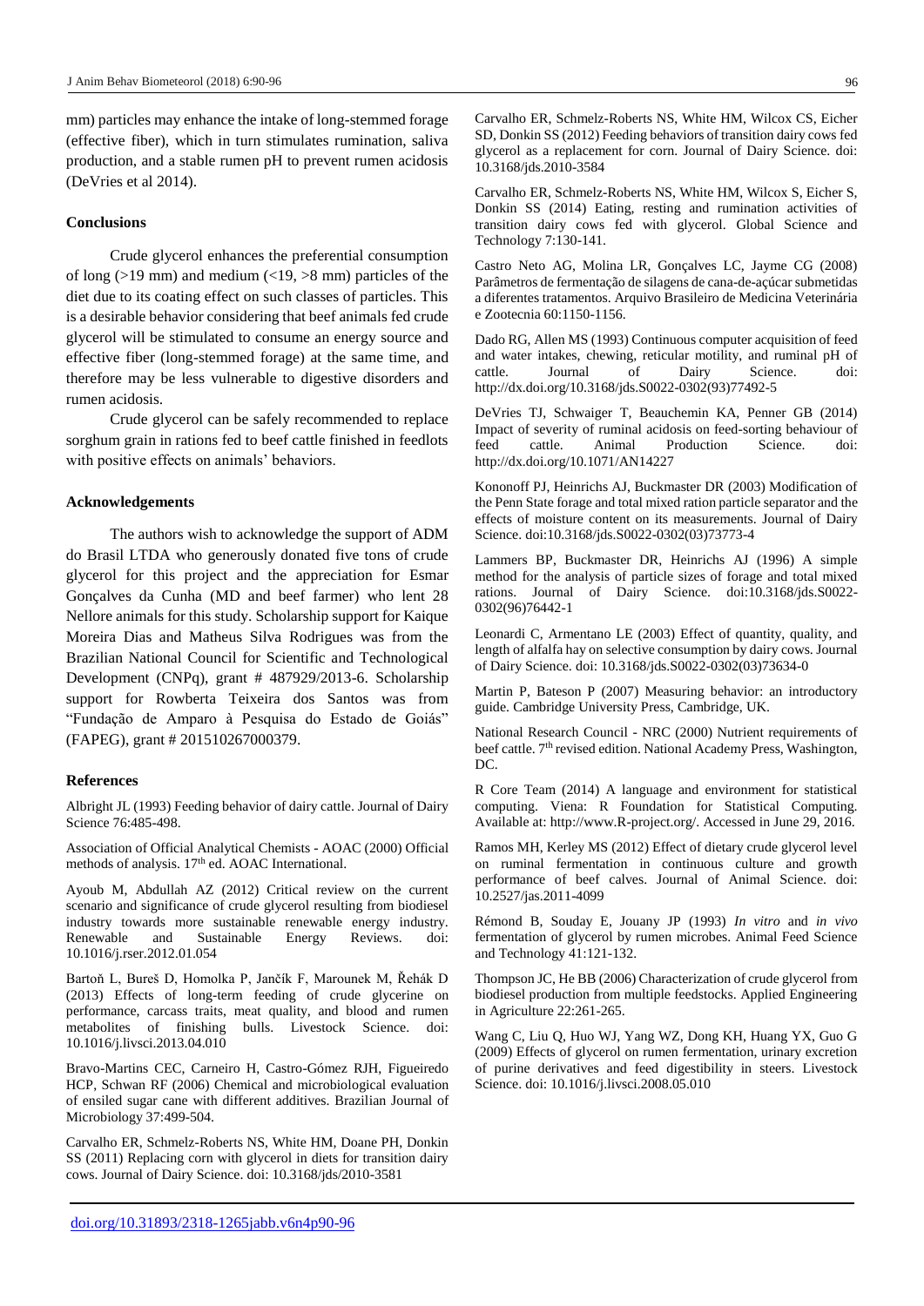mm) particles may enhance the intake of long-stemmed forage (effective fiber), which in turn stimulates rumination, saliva production, and a stable rumen pH to prevent rumen acidosis (DeVries et al 2014).

### Conclusions

Crude glycerol enhances the preferential consumption of long (>19 mm) and medium (<19, >8 mm) particles of the diet due to its coating effect on such classes of particles. This is a desirable behavior considering that beef animals fed crude glycerol will be stimulated to consume an energy source and effective fiber (long-stemmed forage) at the same time, and therefore may be less vulnerable to digestive disorders and rumen acidosis.

Crude glycerol can be safely recommended to replace sorghum grain in rations fed to beef cattle finished in feedlots with positive effects on animals' behaviors.

### Acknowledgements

The authors wish to acknowledge the support of ADM do Brasil LTDA who generously donated five tons of crude glycerol for this project and the appreciation for Esmar Gonçalves da Cunha (MD and beef farmer) who lent 28 Nellore animals for this study. Scholarship support for Kaique Moreira Dias and Matheus Silva Rodrigues was from the Brazilian National Council for Scientific and Technological Development (CNPq), grant # 487929/2013-6. Scholarship support for Rowberta Teixeira dos Santos was from "Fundação de Amparo à Pesquisa do Estado de Goiás" (FAPEG), grant # 201510267000379.

### References

Albright JL (1993) Feeding behavior of dairy cattle. Journal of Dairy Science 76:485-498.

Association of Official Analytical Chemists - AOAC (2000) Official methods of analysis. 17th ed. AOAC International.

Ayoub M, Abdullah AZ (2012) Critical review on the current scenario and significance of crude glycerol resulting from biodiesel industry towards more sustainable renewable energy industry. Renewable and Sustainable Energy Reviews. doi: 10.1016/j.rser.2012.01.054

Bartoň L, Bureš D, Homolka P, Jančík F, Marounek M, Řehák D (2013) Effects of long-term feeding of crude glycerine on performance, carcass traits, meat quality, and blood and rumen metabolites of finishing bulls. Livestock Science. doi: 10.1016/j.livsci.2013.04.010

Bravo-Martins CEC, Carneiro H, Castro-Gómez RJH, Figueiredo HCP, Schwan RF (2006) Chemical and microbiological evaluation of ensiled sugar cane with different additives. Brazilian Journal of Microbiology 37:499-504.

Carvalho ER, Schmelz-Roberts NS, White HM, Doane PH, Donkin SS (2011) Replacing corn with glycerol in diets for transition dairy cows. Journal of Dairy Science. doi: 10.3168/jds/2010-3581

Carvalho ER, Schmelz-Roberts NS, White HM, Wilcox CS, Eicher SD, Donkin SS (2012) Feeding behaviors of transition dairy cows fed glycerol as a replacement for corn. Journal of Dairy Science. doi: 10.3168/jds.2010-3584

Carvalho ER, Schmelz-Roberts NS, White HM, Wilcox S, Eicher S, Donkin SS (2014) Eating, resting and rumination activities of transition dairy cows fed with glycerol. Global Science and Technology 7:130-141.

Castro Neto AG, Molina LR, Gonçalves LC, Jayme CG (2008) Parâmetros de fermentação de silagens de cana-de-açúcar submetidas a diferentes tratamentos. Arquivo Brasileiro de Medicina Veterinária e Zootecnia 60:1150-1156.

Dado RG, Allen MS (1993) Continuous computer acquisition of feed and water intakes, chewing, reticular motility, and ruminal pH of cattle. Journal of Dairy Science. doi: http://dx.doi.org/10.3168/jds.S0022-0302(93)77492-5

DeVries TJ, Schwaiger T, Beauchemin KA, Penner GB (2014) Impact of severity of ruminal acidosis on feed-sorting behaviour of feed cattle. Animal Production Science. doi: http://dx.doi.org/10.1071/AN14227

Kononoff PJ, Heinrichs AJ, Buckmaster DR (2003) Modification of the Penn State forage and total mixed ration particle separator and the effects of moisture content on its measurements. Journal of Dairy Science. doi:10.3168/jds.S0022-0302(03)73773-4

Lammers BP, Buckmaster DR, Heinrichs AJ (1996) A simple method for the analysis of particle sizes of forage and total mixed rations. Journal of Dairy Science. doi:10.3168/jds.S0022-0302(96)76442-1

Leonardi C, Armentano LE (2003) Effect of quantity, quality, and length of alfalfa hay on selective consumption by dairy cows. Journal of Dairy Science. doi: 10.3168/jds.S0022-0302(03)73634-0

Martin P, Bateson P (2007) Measuring behavior: an introductory guide. Cambridge University Press, Cambridge, UK.

National Research Council - NRC (2000) Nutrient requirements of beef cattle. 7th revised edition. National Academy Press, Washington, DC.

R Core Team (2014) A language and environment for statistical computing. Viena: R Foundation for Statistical Computing. Available at: http://www.R-project.org/. Accessed in June 29, 2016.

Ramos MH, Kerley MS (2012) Effect of dietary crude glycerol level on ruminal fermentation in continuous culture and growth performance of beef calves. Journal of Animal Science. doi: 10.2527/jas.2011-4099

Rémond B, Souday E, Jouany JP (1993) *In vitro* and *in vivo* fermentation of glycerol by rumen microbes. Animal Feed Science and Technology 41:121-132.

Thompson JC, He BB (2006) Characterization of crude glycerol from biodiesel production from multiple feedstocks. Applied Engineering in Agriculture 22:261-265.

Wang C, Liu Q, Huo WJ, Yang WZ, Dong KH, Huang YX, Guo G (2009) Effects of glycerol on rumen fermentation, urinary excretion of purine derivatives and feed digestibility in steers. Livestock Science. doi: 10.1016/j.livsci.2008.05.010